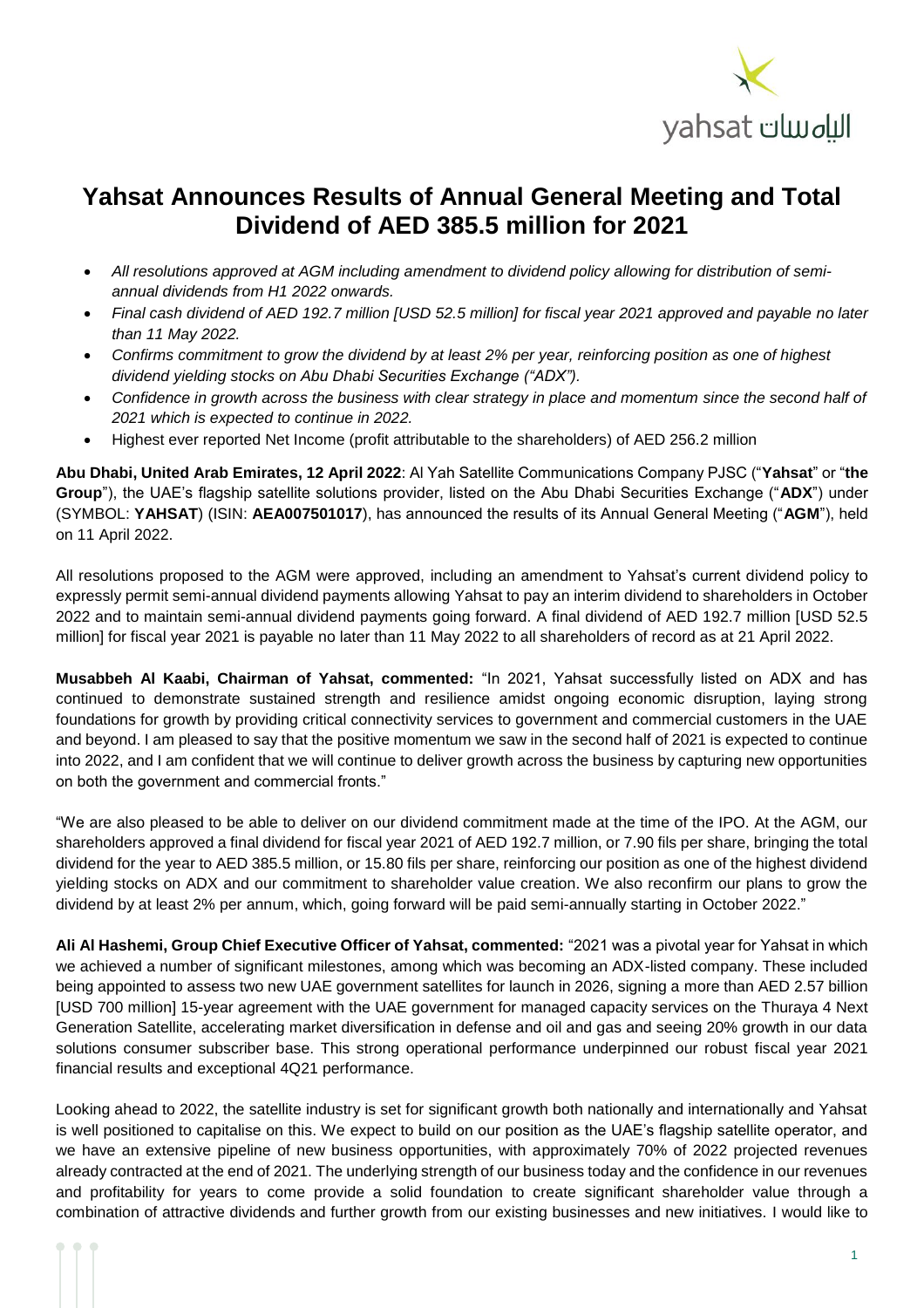# Yahsat Announces Results of Annual General Meeting and Total Dividend of AED 385.5 million for 2021

- *All resolutions approved at AGM including amendment to dividend policy allowing for distribution of semi-annual dividends from H1 2022 onwards.*
- *Final cash dividend of AED 192.7 million [USD 52.5 million] for fiscal year 2021 approved and payable no later than 11 May 2022.*
- *Confirms commitment to grow the dividend by at least 2% per year, reinforcing position as one of highest dividend yielding stocks on Abu Dhabi Securities Exchange ("ADX").*
- *Confidence in growth across the business with clear strategy in place and momentum since the second half of 2021 which is expected to continue in 2022.*
- Highest ever reported Net Income (profit attributable to the shareholders) of AED 256.2 million

**Abu Dhabi, United Arab Emirates, 12 April 2022**: Al Yah Satellite Communications Company PJSC ("**Yahsat**" or "**the Group**"), the UAE's flagship satellite solutions provider, listed on the Abu Dhabi Securities Exchange ("**ADX**") under (SYMBOL: **YAHSAT**) (ISIN: **AEA007501017**), has announced the results of its Annual General Meeting ("**AGM**"), held on 11 April 2022.

All resolutions proposed to the AGM were approved, including an amendment to Yahsat's current dividend policy to expressly permit semi-annual dividend payments allowing Yahsat to pay an interim dividend to shareholders in October 2022 and to maintain semi-annual dividend payments going forward. A final dividend of AED 192.7 million [USD 52.5 million] for fiscal year 2021 is payable no later than 11 May 2022 to all shareholders of record as at 21 April 2022.

**Musabbeh Al Kaabi, Chairman of Yahsat, commented:** "In 2021, Yahsat successfully listed on ADX and has continued to demonstrate sustained strength and resilience amidst ongoing economic disruption, laying strong foundations for growth by providing critical connectivity services to government and commercial customers in the UAE and beyond. I am pleased to say that the positive momentum we saw in the second half of 2021 is expected to continue into 2022, and I am confident that we will continue to deliver growth across the business by capturing new opportunities on both the government and commercial fronts."

"We are also pleased to be able to deliver on our dividend commitment made at the time of the IPO. At the AGM, our shareholders approved a final dividend for fiscal year 2021 of AED 192.7 million, or 7.90 fils per share, bringing the total dividend for the year to AED 385.5 million, or 15.80 fils per share, reinforcing our position as one of the highest dividend yielding stocks on ADX and our commitment to shareholder value creation. We also reconfirm our plans to grow the dividend by at least 2% per annum, which, going forward will be paid semi-annually starting in October 2022."

**Ali Al Hashemi, Group Chief Executive Officer of Yahsat, commented:** "2021 was a pivotal year for Yahsat in which we achieved a number of significant milestones, among which was becoming an ADX-listed company. These included being appointed to assess two new UAE government satellites for launch in 2026, signing a more than AED 2.57 billion [USD 700 million] 15-year agreement with the UAE government for managed capacity services on the Thuraya 4 Next Generation Satellite, accelerating market diversification in defense and oil and gas and seeing 20% growth in our data solutions consumer subscriber base. This strong operational performance underpinned our robust fiscal year 2021 financial results and exceptional 4Q21 performance.

Looking ahead to 2022, the satellite industry is set for significant growth both nationally and internationally and Yahsat is well positioned to capitalise on this. We expect to build on our position as the UAE's flagship satellite operator, and we have an extensive pipeline of new business opportunities, with approximately 70% of 2022 projected revenues already contracted at the end of 2021. The underlying strength of our business today and the confidence in our revenues and profitability for years to come provide a solid foundation to create significant shareholder value through a combination of attractive dividends and further growth from our existing businesses and new initiatives. I would like to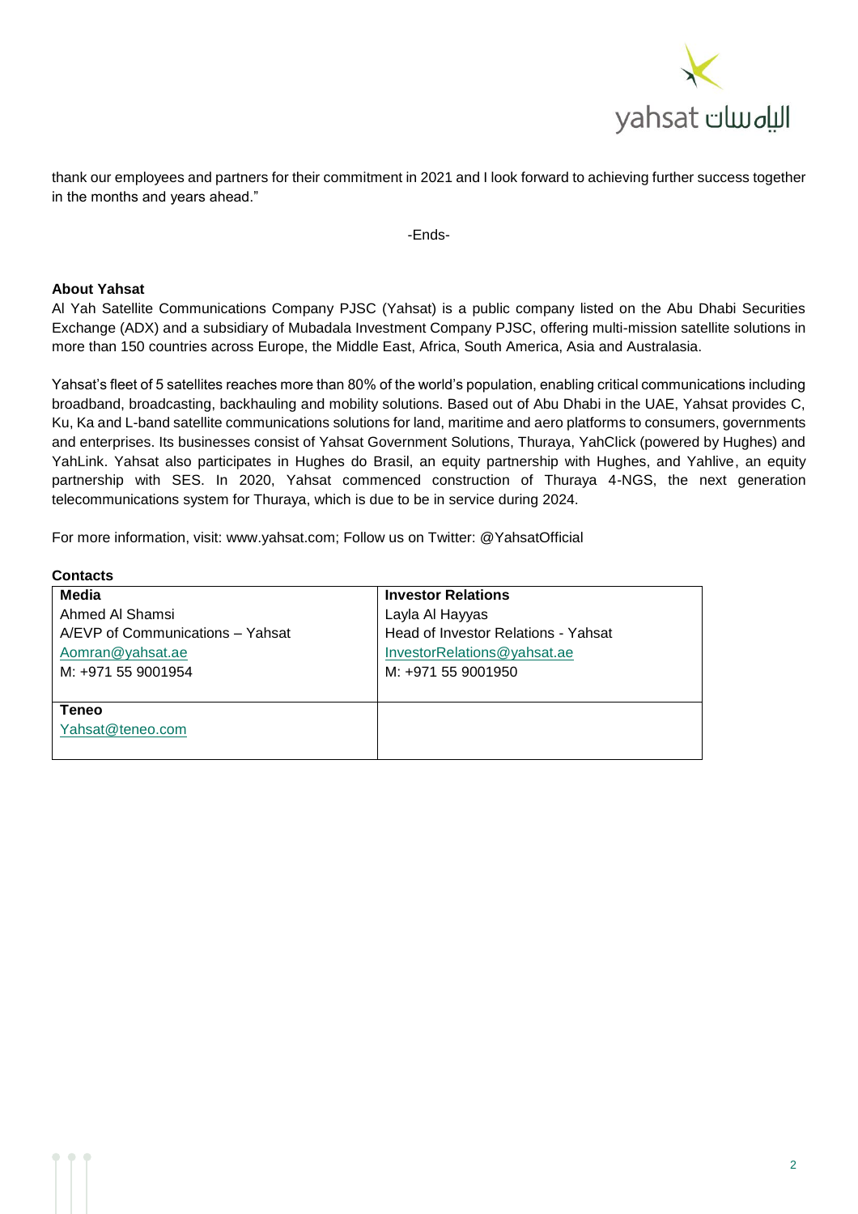thank our employees and partners for their commitment in 2021 and I look forward to achieving further success together in the months and years ahead."

-Ends-

**About Yahsat**

Al Yah Satellite Communications Company PJSC (Yahsat) is a public company listed on the Abu Dhabi Securities Exchange (ADX) and a subsidiary of Mubadala Investment Company PJSC, offering multi-mission satellite solutions in more than 150 countries across Europe, the Middle East, Africa, South America, Asia and Australasia.

Yahsat's fleet of 5 satellites reaches more than 80% of the world's population, enabling critical communications including broadband, broadcasting, backhauling and mobility solutions. Based out of Abu Dhabi in the UAE, Yahsat provides C, Ku, Ka and L-band satellite communications solutions for land, maritime and aero platforms to consumers, governments and enterprises. Its businesses consist of Yahsat Government Solutions, Thuraya, YahClick (powered by Hughes) and YahLink. Yahsat also participates in Hughes do Brasil, an equity partnership with Hughes, and Yahlive, an equity partnership with SES. In 2020, Yahsat commenced construction of Thuraya 4-NGS, the next generation telecommunications system for Thuraya, which is due to be in service during 2024.

For more information, visit: www.yahsat.com; Follow us on Twitter: @YahsatOfficial

**Contacts**

| **Media** | **Investor Relations** |
|---|---|
| Ahmed Al Shamsi<br>A/EVP of Communications – Yahsat<br>Aomran@yahsat.ae<br>M: +971 55 9001954 | Layla Al Hayyas<br>Head of Investor Relations - Yahsat<br>InvestorRelations@yahsat.ae<br>M: +971 55 9001950 |
| **Teneo**<br>Yahsat@teneo.com | |